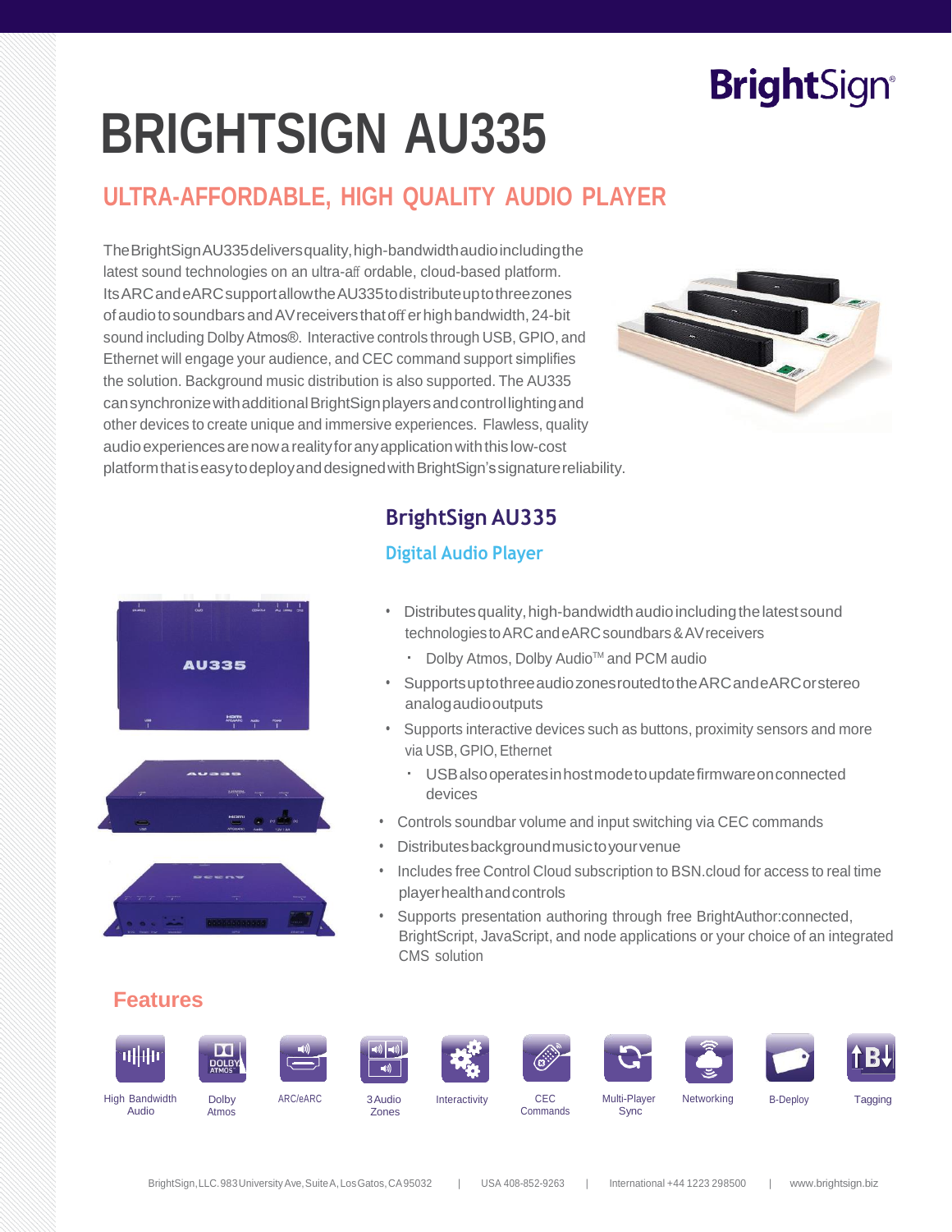# BRIGHTSIGN AU335

## ULTRA-AFFORDABLE, HIGH QUALITY AUDIO PLAYER

The BrightSign AU335 delivers quality, high-bandwidth audio including the latest sound technologies on an ultra-affordable, cloud-based platform. Its ARC and eARC support allow the AU335 to distribute up to three zones of audio to soundbars and AV receivers that offer high bandwidth, 24-bit sound including Dolby Atmos®. Interactive controls through USB, GPIO, and Ethernet will engage your audience, and CEC command support simplifies the solution. Background music distribution is also supported. The AU335 can synchronize with additional BrightSign players and control lighting and other devices to create unique and immersive experiences. Flawless, quality audio experiences are now a reality for any application with this low-cost platform that is easy to deploy and designed with BrightSign's signature reliability.

## BrightSign AU335

### Digital Audio Player

- Distributes quality, high-bandwidth audio including the latest sound technologies to ARC and eARC soundbars & AV receivers
  - Dolby Atmos, Dolby Audio™ and PCM audio
- Supports up to three audio zones routed to the ARC and eARC or stereo analog audio outputs
- Supports interactive devices such as buttons, proximity sensors and more via USB, GPIO, Ethernet
  - USB also operates in host mode to update firmware on connected devices
- Controls soundbar volume and input switching via CEC commands
- Distributes background music to your venue
- Includes free Control Cloud subscription to BSN.cloud for access to real time player health and controls
- Supports presentation authoring through free BrightAuthor:connected, BrightScript, JavaScript, and node applications or your choice of an integrated CMS solution

## Features

High Bandwidth Audio | Dolby Atmos | ARC/eARC | 3 Audio Zones | Interactivity | CEC Commands | Multi-Player Sync | Networking | B-Deploy | Tagging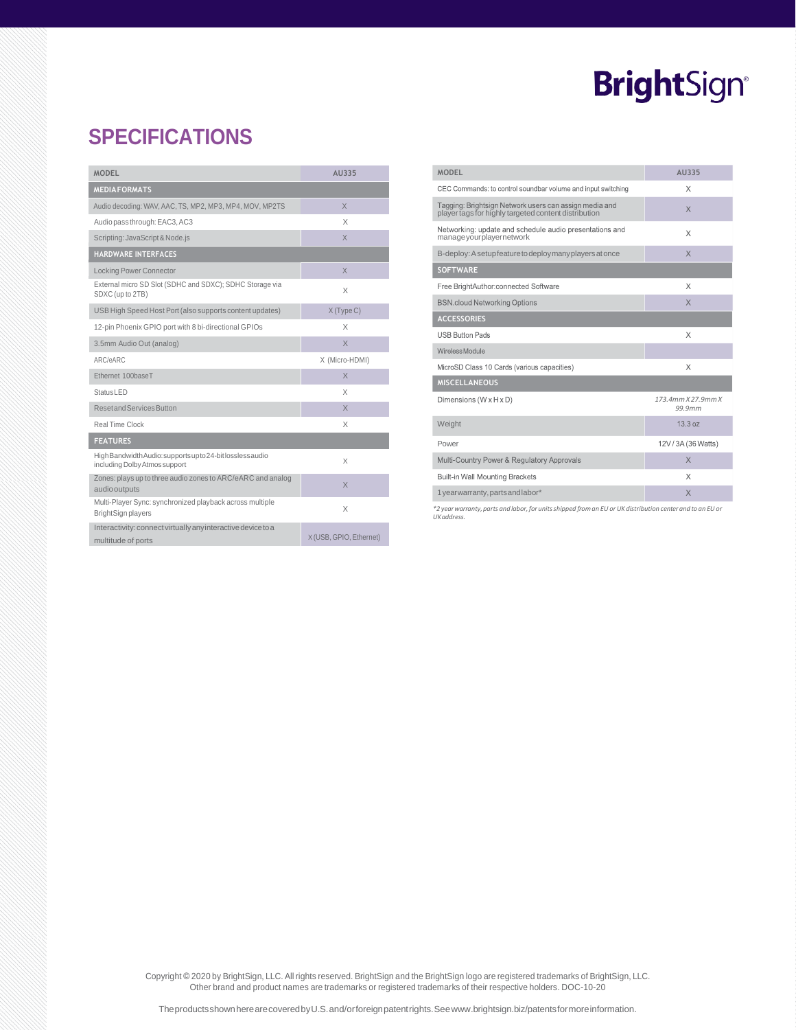# SPECIFICATIONS

| MODEL | AU335 |
|---|---|
| **MEDIA FORMATS** | |
| Audio decoding: WAV, AAC, TS, MP2, MP3, MP4, MOV, MP2TS | X |
| Audio pass through: EAC3, AC3 | X |
| Scripting: JavaScript & Node.js | X |
| **HARDWARE INTERFACES** | |
| Locking Power Connector | X |
| External micro SD Slot (SDHC and SDXC); SDHC Storage via SDXC (up to 2TB) | X |
| USB High Speed Host Port (also supports content updates) | X (Type C) |
| 12-pin Phoenix GPIO port with 8 bi-directional GPIOs | X |
| 3.5mm Audio Out (analog) | X |
| ARC/eARC | X (Micro-HDMI) |
| Ethernet 100baseT | X |
| Status LED | X |
| Reset and Services Button | X |
| Real Time Clock | X |
| **FEATURES** | |
| High Bandwidth Audio: supports up to 24-bit lossless audio including Dolby Atmos support | X |
| Zones: plays up to three audio zones to ARC/eARC and analog audio outputs | X |
| Multi-Player Sync: synchronized playback across multiple BrightSign players | X |
| Interactivity: connect virtually any interactive device to a multitude of ports | X (USB, GPIO, Ethernet) |

| MODEL | AU335 |
|---|---|
| CEC Commands: to control soundbar volume and input switching | X |
| Tagging: Brightsign Network users can assign media and player tags for highly targeted content distribution | X |
| Networking: update and schedule audio presentations and manage your player network | X |
| B-deploy: A setup feature to deploy many players at once | X |
| **SOFTWARE** | |
| Free BrightAuthor:connected Software | X |
| BSN.cloud Networking Options | X |
| **ACCESSORIES** | |
| USB Button Pads | X |
| Wireless Module | |
| MicroSD Class 10 Cards (various capacities) | X |
| **MISCELLANEOUS** | |
| Dimensions (W x H x D) | *173.4mm X 27.9mm X 99.9mm* |
| Weight | 13.3 oz |
| Power | 12V / 3A (36 Watts) |
| Multi-Country Power & Regulatory Approvals | X |
| Built-in Wall Mounting Brackets | X |
| 1 year warranty, parts and labor* | X |

*\*2 year warranty, parts and labor, for units shipped from an EU or UK distribution center and to an EU or UK address.*

Copyright © 2020 by BrightSign, LLC. All rights reserved. BrightSign and the BrightSign logo are registered trademarks of BrightSign, LLC. Other brand and product names are trademarks or registered trademarks of their respective holders. DOC-10-20

The products shown here are covered by U.S. and/or foreign patent rights. See www.brightsign.biz/patents for more information.